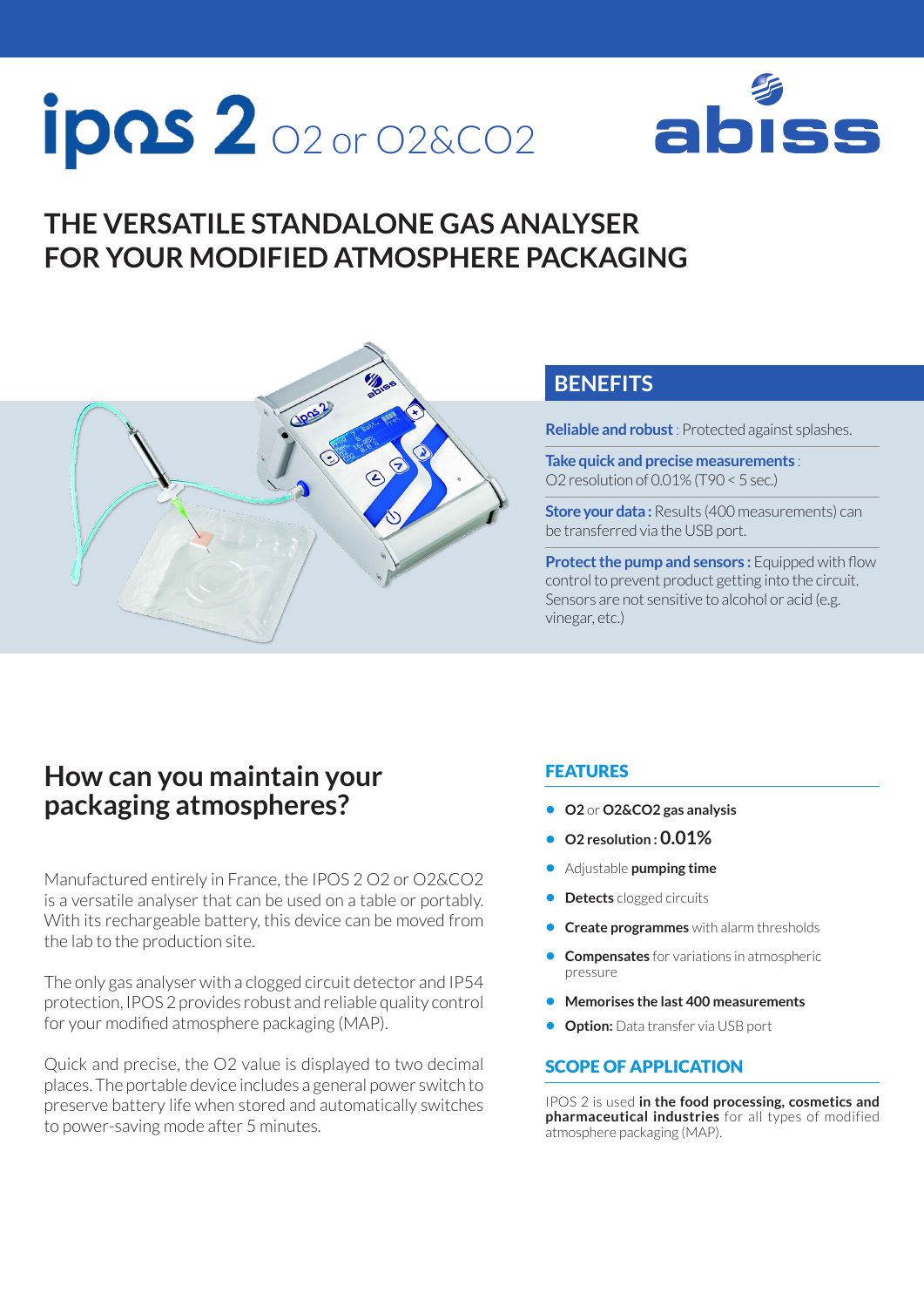# ipos 2 O2 or O2&CO2

abiss

## THE VERSATILE STANDALONE GAS ANALYSER FOR YOUR MODIFIED ATMOSPHERE PACKAGING

## BENEFITS

**Reliable and robust** : Protected against splashes.

**Take quick and precise measurements** : O2 resolution of 0.01% (T90 < 5 sec.)

**Store your data :** Results (400 measurements) can be transferred via the USB port.

**Protect the pump and sensors :** Equipped with flow control to prevent product getting into the circuit. Sensors are not sensitive to alcohol or acid (e.g. vinegar, etc.)

## How can you maintain your packaging atmospheres?

Manufactured entirely in France, the IPOS 2 O2 or O2&CO2 is a versatile analyser that can be used on a table or portably. With its rechargeable battery, this device can be moved from the lab to the production site.

The only gas analyser with a clogged circuit detector and IP54 protection, IPOS 2 provides robust and reliable quality control for your modified atmosphere packaging (MAP).

Quick and precise, the O2 value is displayed to two decimal places. The portable device includes a general power switch to preserve battery life when stored and automatically switches to power-saving mode after 5 minutes.

## FEATURES

- **O2** or **O2&CO2 gas analysis**
- **O2 resolution : 0.01%**
- Adjustable **pumping time**
- **Detects** clogged circuits
- **Create programmes** with alarm thresholds
- **Compensates** for variations in atmospheric pressure
- **Memorises the last 400 measurements**
- **Option:** Data transfer via USB port

## SCOPE OF APPLICATION

IPOS 2 is used **in the food processing, cosmetics and pharmaceutical industries** for all types of modified atmosphere packaging (MAP).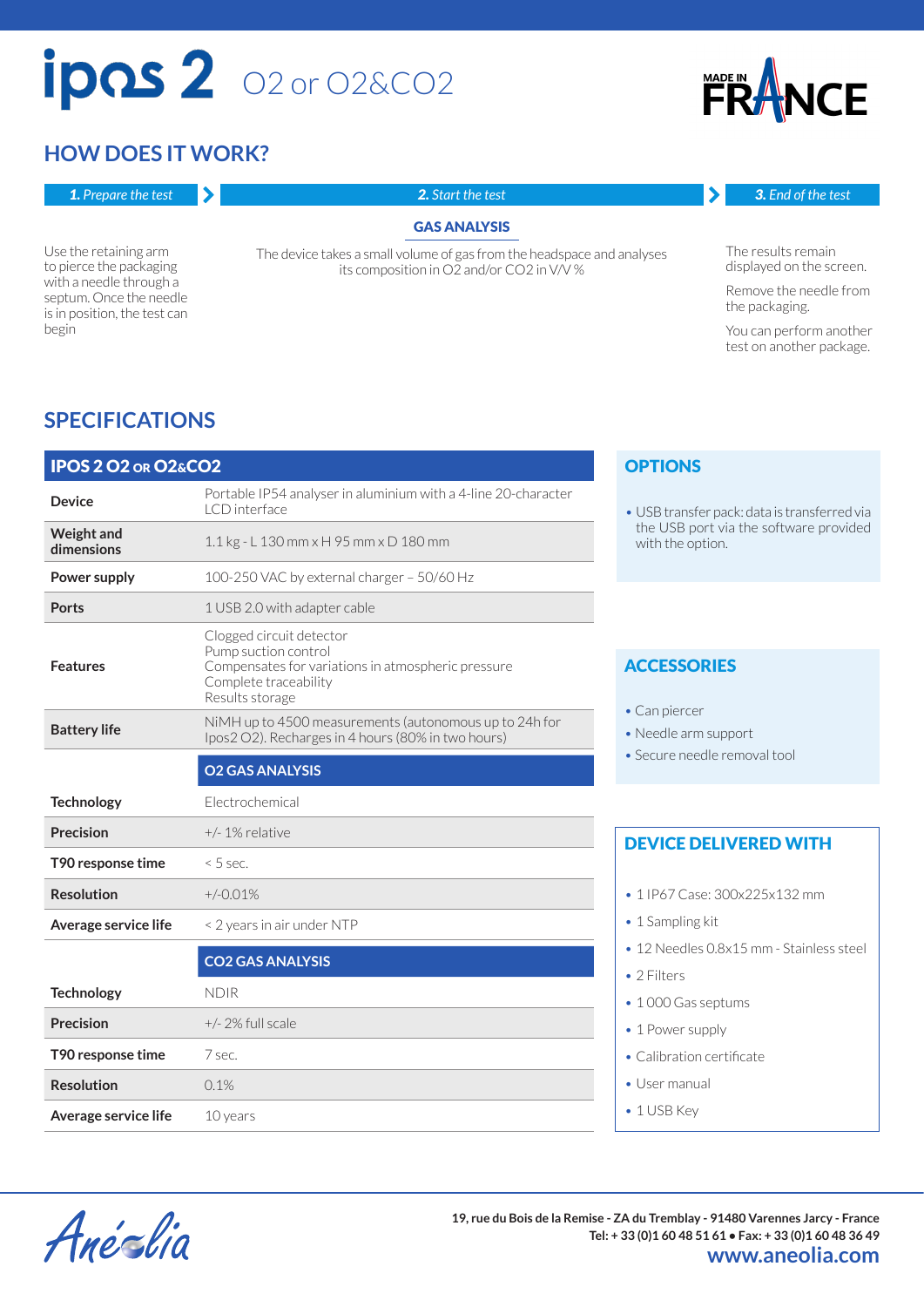# ipas 2 O2 or O2&CO2

MADE IN FRANCE

## HOW DOES IT WORK?

**1.** *Prepare the test*

Use the retaining arm to pierce the packaging with a needle through a septum. Once the needle is in position, the test can begin

**2.** *Start the test*

**GAS ANALYSIS**

The device takes a small volume of gas from the headspace and analyses its composition in O2 and/or CO2 in V/V %

**3.** *End of the test*

The results remain displayed on the screen.

Remove the needle from the packaging.

You can perform another test on another package.

## SPECIFICATIONS

| IPOS 2 O2 or O2&CO2 | |
|---|---|
| **Device** | Portable IP54 analyser in aluminium with a 4-line 20-character LCD interface |
| **Weight and dimensions** | 1.1 kg - L 130 mm x H 95 mm x D 180 mm |
| **Power supply** | 100-250 VAC by external charger – 50/60 Hz |
| **Ports** | 1 USB 2.0 with adapter cable |
| **Features** | Clogged circuit detector<br>Pump suction control<br>Compensates for variations in atmospheric pressure<br>Complete traceability<br>Results storage |
| **Battery life** | NiMH up to 4500 measurements (autonomous up to 24h for Ipos2 O2). Recharges in 4 hours (80% in two hours) |
| | **O2 GAS ANALYSIS** |
| **Technology** | Electrochemical |
| **Precision** | +/- 1% relative |
| **T90 response time** | < 5 sec. |
| **Resolution** | +/-0.01% |
| **Average service life** | < 2 years in air under NTP |
| | **CO2 GAS ANALYSIS** |
| **Technology** | NDIR |
| **Precision** | +/- 2% full scale |
| **T90 response time** | 7 sec. |
| **Resolution** | 0.1% |
| **Average service life** | 10 years |

### OPTIONS

- USB transfer pack: data is transferred via the USB port via the software provided with the option.

### ACCESSORIES

- Can piercer
- Needle arm support
- Secure needle removal tool

### DEVICE DELIVERED WITH

- 1 IP67 Case: 300x225x132 mm
- 1 Sampling kit
- 12 Needles 0.8x15 mm - Stainless steel
- 2 Filters
- 1 000 Gas septums
- 1 Power supply
- Calibration certificate
- User manual
- 1 USB Key

Anéolia

**19, rue du Bois de la Remise - ZA du Tremblay - 91480 Varennes Jarcy - France**
**Tel: + 33 (0)1 60 48 51 61 • Fax: + 33 (0)1 60 48 36 49**
**www.aneolia.com**